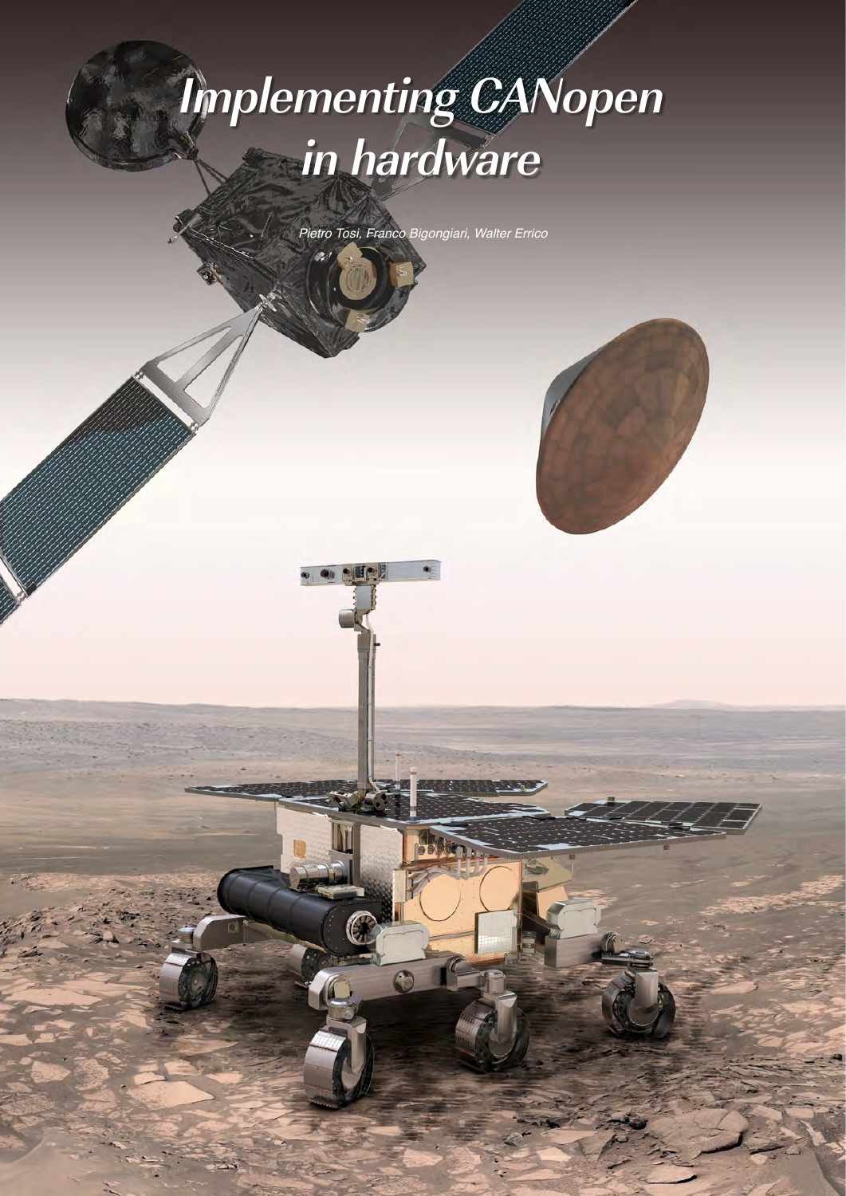# Implementing CANopen in hardware

*Pietro Tosi, Franco Bigongiari, Walter Errico*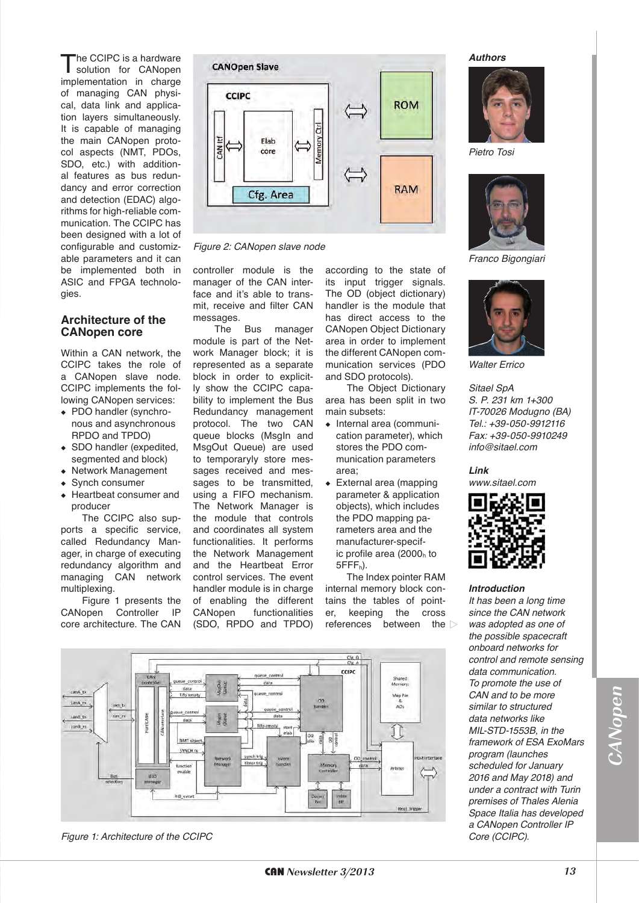The CCIPC is a hardware solution for CANopen implementation in charge of managing CAN physical, data link and application layers simultaneously. It is capable of managing the main CANopen protocol aspects (NMT, PDOs, SDO, etc.) with additional features as bus redundancy and error correction and detection (EDAC) algorithms for high-reliable communication. The CCIPC has been designed with a lot of configurable and customizable parameters and it can be implemented both in ASIC and FPGA technologies.

## Architecture of the CANopen core

Within a CAN network, the CCIPC takes the role of a CANopen slave node. CCIPC implements the following CANopen services:

- PDO handler (synchronous and asynchronous RPDO and TPDO)
- SDO handler (expedited, segmented and block)
- Network Management
- Synch consumer
- Heartbeat consumer and producer

The CCIPC also supports a specific service, called Redundancy Manager, in charge of executing redundancy algorithm and managing CAN network multiplexing.

Figure 1 presents the CANopen Controller IP core architecture. The CAN controller module is the manager of the CAN interface and it's able to transmit, receive and filter CAN messages.

The Bus manager module is part of the Network Manager block; it is represented as a separate block in order to explicitly show the CCIPC capability to implement the Bus Redundancy management protocol. The two CAN queue blocks (MsgIn and MsgOut Queue) are used to temporaryly store messages received and messages to be transmitted, using a FIFO mechanism. The Network Manager is the module that controls and coordinates all system functionalities. It performs the Network Management and the Heartbeat Error control services. The event handler module is in charge of enabling the different CANopen functionalities (SDO, RPDO and TPDO) according to the state of its input trigger signals. The OD (object dictionary) handler is the module that has direct access to the CANopen Object Dictionary area in order to implement the different CANopen communication services (PDO and SDO protocols).

The Object Dictionary area has been split in two main subsets:

- Internal area (communication parameter), which stores the PDO communication parameters area;
- External area (mapping parameter & application objects), which includes the PDO mapping parameters area and the manufacturer-specific profile area ($2000_h$ to $5FFF_h$).

The Index pointer RAM internal memory block contains the tables of pointer, keeping the cross references between the ▷

Figure 2: CANopen slave node

Figure 1: Architecture of the CCIPC

**_Authors_**

_Pietro Tosi_

_Franco Bigongiari_

_Walter Errico_

_Sitael SpA_
_S. P. 231 km 1+300_
_IT-70026 Modugno (BA)_
_Tel.: +39-050-9912116_
_Fax: +39-050-9910249_
_info@sitael.com_

**_Link_**

_www.sitael.com_

**_Introduction_**

_It has been a long time since the CAN network was adopted as one of the possible spacecraft onboard networks for control and remote sensing data communication. To promote the use of CAN and to be more similar to structured data networks like MIL-STD-1553B, in the framework of ESA ExoMars program (launches scheduled for January 2016 and May 2018) and under a contract with Turin premises of Thales Alenia Space Italia has developed a CANopen Controller IP Core (CCIPC)._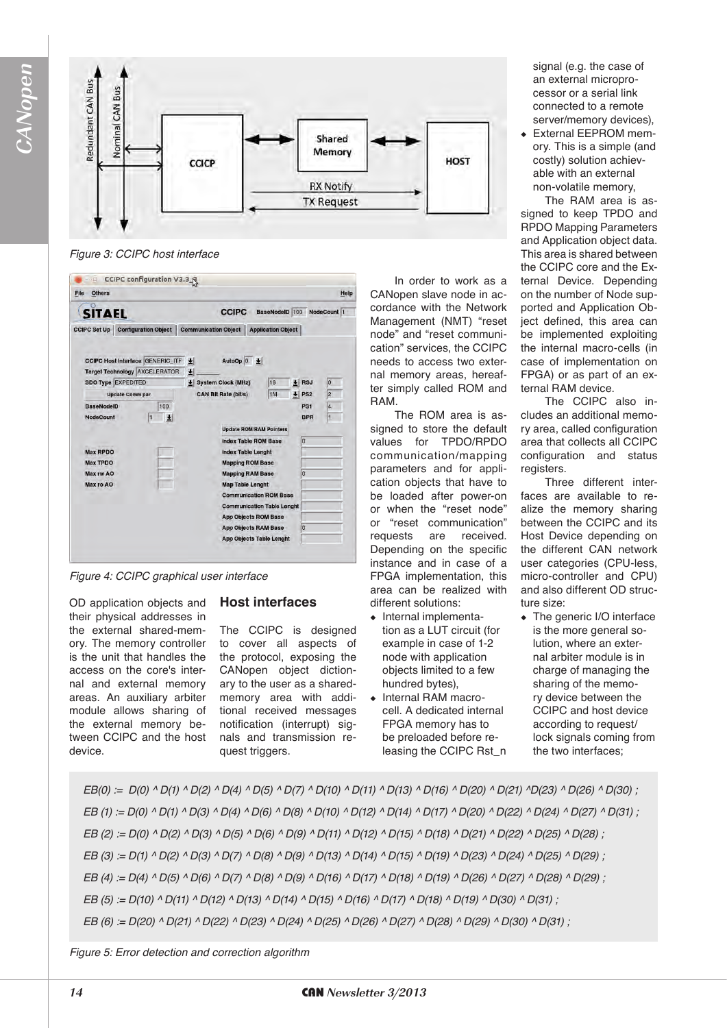Figure 3: CCIPC host interface

Figure 4: CCIPC graphical user interface

OD application objects and their physical addresses in the external shared-memory. The memory controller is the unit that handles the access on the core's internal and external memory areas. An auxiliary arbiter module allows sharing of the external memory between CCIPC and the host device.

## Host interfaces

The CCIPC is designed to cover all aspects of the protocol, exposing the CANopen object dictionary to the user as a shared-memory area with additional received messages notification (interrupt) signals and transmission request triggers.

In order to work as a CANopen slave node in accordance with the Network Management (NMT) "reset node" and "reset communication" services, the CCIPC needs to access two external memory areas, hereafter simply called ROM and RAM.

The ROM area is assigned to store the default values for TPDO/RPDO communication/mapping parameters and for application objects that have to be loaded after power-on or when the "reset node" or "reset communication" requests are received. Depending on the specific instance and in case of a FPGA implementation, this area can be realized with different solutions:

- Internal implementation as a LUT circuit (for example in case of 1-2 node with application objects limited to a few hundred bytes),
- Internal RAM macro-cell. A dedicated internal FPGA memory has to be preloaded before releasing the CCIPC Rst_n signal (e.g. the case of an external microprocessor or a serial link connected to a remote server/memory devices),
- External EEPROM memory. This is a simple (and costly) solution achievable with an external non-volatile memory,

The RAM area is assigned to keep TPDO and RPDO Mapping Parameters and Application object data. This area is shared between the CCIPC core and the External Device. Depending on the number of Node supported and Application Object defined, this area can be implemented exploiting the internal macro-cells (in case of implementation on FPGA) or as part of an external RAM device.

The CCIPC also includes an additional memory area, called configuration area that collects all CCIPC configuration and status registers.

Three different interfaces are available to realize the memory sharing between the CCIPC and its Host Device depending on the different CAN network user categories (CPU-less, micro-controller and CPU) and also different OD structure size:

- The generic I/O interface is the more general solution, where an external arbiter module is in charge of managing the sharing of the memory device between the CCIPC and host device according to request/lock signals coming from the two interfaces;

EB(0) := D(0) ^ D(1) ^ D(2) ^ D(4) ^ D(5) ^ D(7) ^ D(10) ^ D(11) ^ D(13) ^ D(16) ^ D(20) ^ D(21) ^D(23) ^ D(26) ^ D(30) ;

EB (1) := D(0) ^ D(1) ^ D(3) ^ D(4) ^ D(6) ^ D(8) ^ D(10) ^ D(12) ^ D(14) ^ D(17) ^ D(20) ^ D(22) ^ D(24) ^ D(27) ^ D(31) ;

EB (2) := D(0) ^ D(2) ^ D(3) ^ D(5) ^ D(6) ^ D(9) ^ D(11) ^ D(12) ^ D(15) ^ D(18) ^ D(21) ^ D(22) ^ D(25) ^ D(28) ;

EB (3) := D(1) ^ D(2) ^ D(3) ^ D(7) ^ D(8) ^ D(9) ^ D(13) ^ D(14) ^ D(15) ^ D(19) ^ D(23) ^ D(24) ^ D(25) ^ D(29) ;

EB (4) := D(4) ^ D(5) ^ D(6) ^ D(7) ^ D(8) ^ D(9) ^ D(16) ^ D(17) ^ D(18) ^ D(19) ^ D(26) ^ D(27) ^ D(28) ^ D(29) ;

EB (5) := D(10) ^ D(11) ^ D(12) ^ D(13) ^ D(14) ^ D(15) ^ D(16) ^ D(17) ^ D(18) ^ D(19) ^ D(30) ^ D(31) ;

EB (6) := D(20) ^ D(21) ^ D(22) ^ D(23) ^ D(24) ^ D(25) ^ D(26) ^ D(27) ^ D(28) ^ D(29) ^ D(30) ^ D(31) ;

Figure 5: Error detection and correction algorithm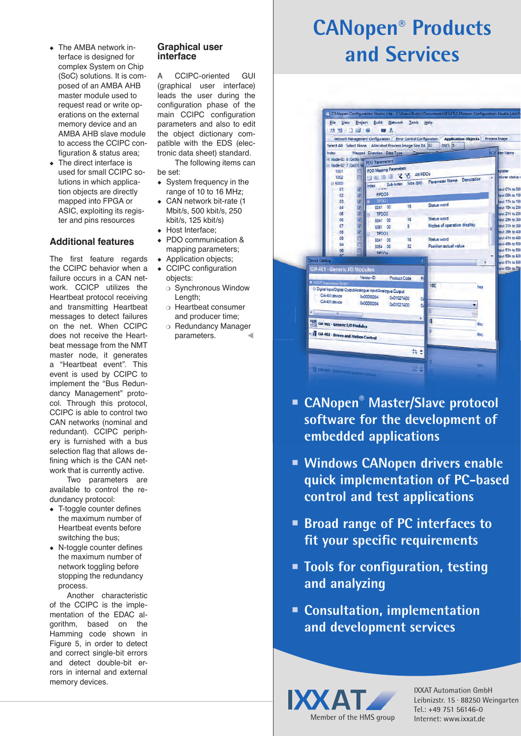- The AMBA network interface is designed for complex System on Chip (SoC) solutions. It is composed of an AMBA AHB master module used to request read or write operations on the external memory device and an AMBA AHB slave module to access the CCIPC configuration & status area;
- The direct interface is used for small CCIPC solutions in which application objects are directly mapped into FPGA or ASIC, exploiting its register and pins resources

## Additional features

The first feature regards the CCIPC behavior when a failure occurs in a CAN network. CCICP utilizes the Heartbeat protocol receiving and transmitting Heartbeat messages to detect failures on the net. When CCIPC does not receive the Heartbeat message from the NMT master node, it generates a "Heartbeat event". This event is used by CCIPC to implement the "Bus Redundancy Management" protocol. Through this protocol, CCIPC is able to control two CAN networks (nominal and redundant). CCIPC periphery is furnished with a bus selection flag that allows defining which is the CAN network that is currently active.

Two parameters are available to control the redundancy protocol:

- T-toggle counter defines the maximum number of Heartbeat events before switching the bus;
- N-toggle counter defines the maximum number of network toggling before stopping the redundancy process.

Another characteristic of the CCIPC is the implementation of the EDAC algorithm, based on the Hamming code shown in Figure 5, in order to detect and correct single-bit errors and detect double-bit errors in internal and external memory devices.

## Graphical user interface

A CCIPC-oriented GUI (graphical user interface) leads the user during the configuration phase of the main CCIPC configuration parameters and also to edit the object dictionary compatible with the EDS (electronic data sheet) standard.

The following items can be set:

- System frequency in the range of 10 to 16 MHz;
- CAN network bit-rate (1 Mbit/s, 500 kbit/s, 250 kbit/s, 125 kbit/s)
- Host Interface;
- PDO communication & mapping parameters;
- Application objects;
- CCIPC configuration objects:
  - Synchronous Window Length;
  - Heartbeat consumer and producer time;
  - Redundancy Manager parameters.

# CANopen® Products and Services

- CANopen® Master/Slave protocol software for the development of embedded applications
- Windows CANopen drivers enable quick implementation of PC-based control and test applications
- Broad range of PC interfaces to fit your specific requirements
- Tools for configuration, testing and analyzing
- Consultation, implementation and development services

IXXAT
Member of the HMS group

IXXAT Automation GmbH
Leibnizstr. 15 · 88250 Weingarten
Tel.: +49 751 56146-0
Internet: www.ixxat.de